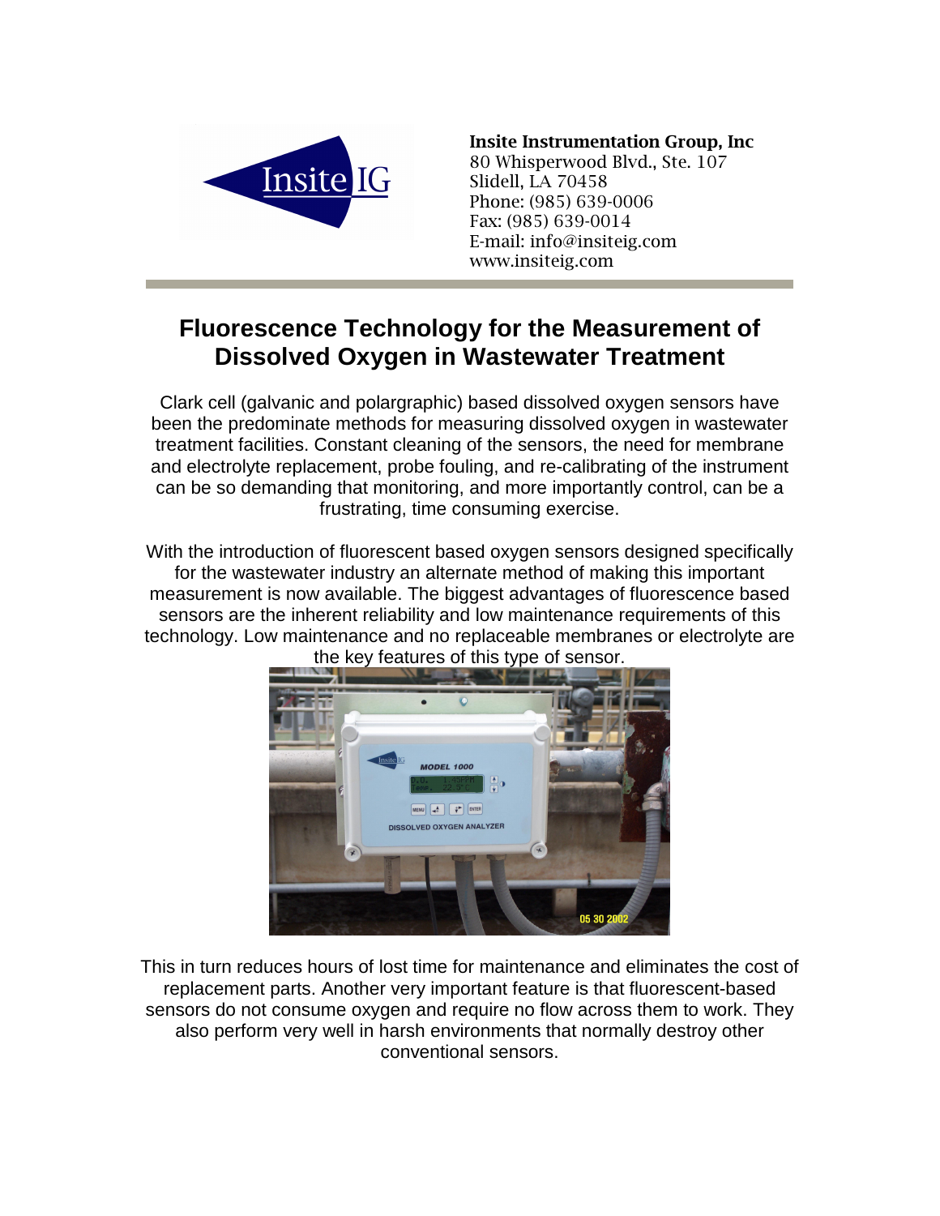**Insite Instrumentation Group, Inc**
80 Whisperwood Blvd., Ste. 107
Slidell, LA 70458
Phone: (985) 639-0006
Fax: (985) 639-0014
E-mail: info@insiteig.com
www.insiteig.com

# Fluorescence Technology for the Measurement of Dissolved Oxygen in Wastewater Treatment

Clark cell (galvanic and polargraphic) based dissolved oxygen sensors have been the predominate methods for measuring dissolved oxygen in wastewater treatment facilities. Constant cleaning of the sensors, the need for membrane and electrolyte replacement, probe fouling, and re-calibrating of the instrument can be so demanding that monitoring, and more importantly control, can be a frustrating, time consuming exercise.

With the introduction of fluorescent based oxygen sensors designed specifically for the wastewater industry an alternate method of making this important measurement is now available. The biggest advantages of fluorescence based sensors are the inherent reliability and low maintenance requirements of this technology. Low maintenance and no replaceable membranes or electrolyte are the key features of this type of sensor.

This in turn reduces hours of lost time for maintenance and eliminates the cost of replacement parts. Another very important feature is that fluorescent-based sensors do not consume oxygen and require no flow across them to work. They also perform very well in harsh environments that normally destroy other conventional sensors.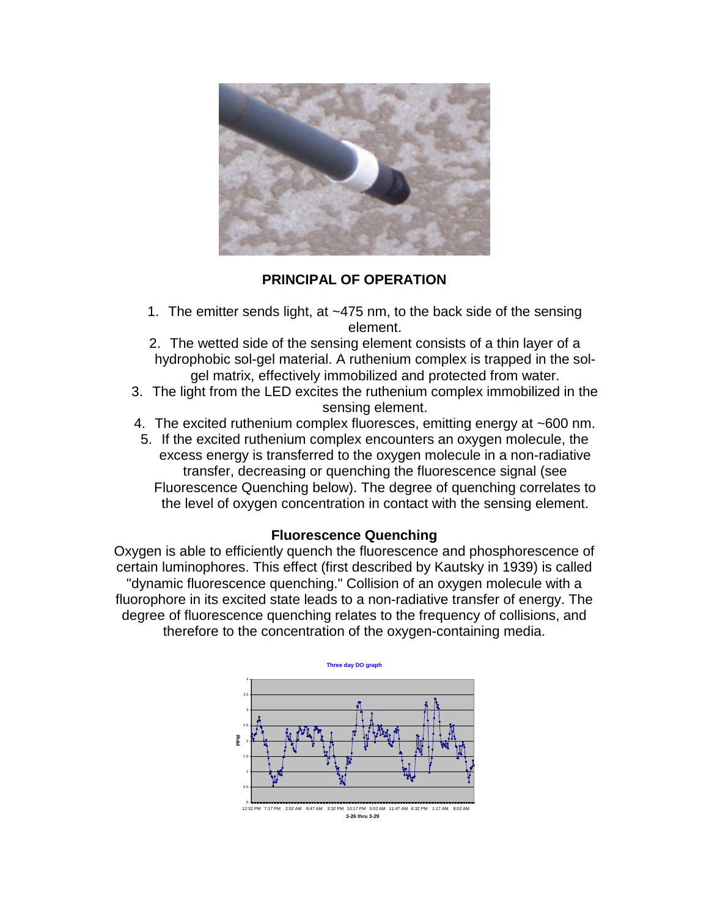## PRINCIPAL OF OPERATION

1. The emitter sends light, at ~475 nm, to the back side of the sensing element.
2. The wetted side of the sensing element consists of a thin layer of a hydrophobic sol-gel material. A ruthenium complex is trapped in the sol-gel matrix, effectively immobilized and protected from water.
3. The light from the LED excites the ruthenium complex immobilized in the sensing element.
4. The excited ruthenium complex fluoresces, emitting energy at ~600 nm.
5. If the excited ruthenium complex encounters an oxygen molecule, the excess energy is transferred to the oxygen molecule in a non-radiative transfer, decreasing or quenching the fluorescence signal (see Fluorescence Quenching below). The degree of quenching correlates to the level of oxygen concentration in contact with the sensing element.

### Fluorescence Quenching

Oxygen is able to efficiently quench the fluorescence and phosphorescence of certain luminophores. This effect (first described by Kautsky in 1939) is called "dynamic fluorescence quenching." Collision of an oxygen molecule with a fluorophore in its excited state leads to a non-radiative transfer of energy. The degree of fluorescence quenching relates to the frequency of collisions, and therefore to the concentration of the oxygen-containing media.

Three day DO graph

PPM

0
0.5
1
1.5
2
2.5
3
3.5
4

12:32 PM 7:17 PM 2:02 AM 8:47 AM 3:32 PM 10:17 PM 5:02 AM 11:47 AM 6:32 PM 1:17 AM 8:02 AM

3-26 thru 3-29